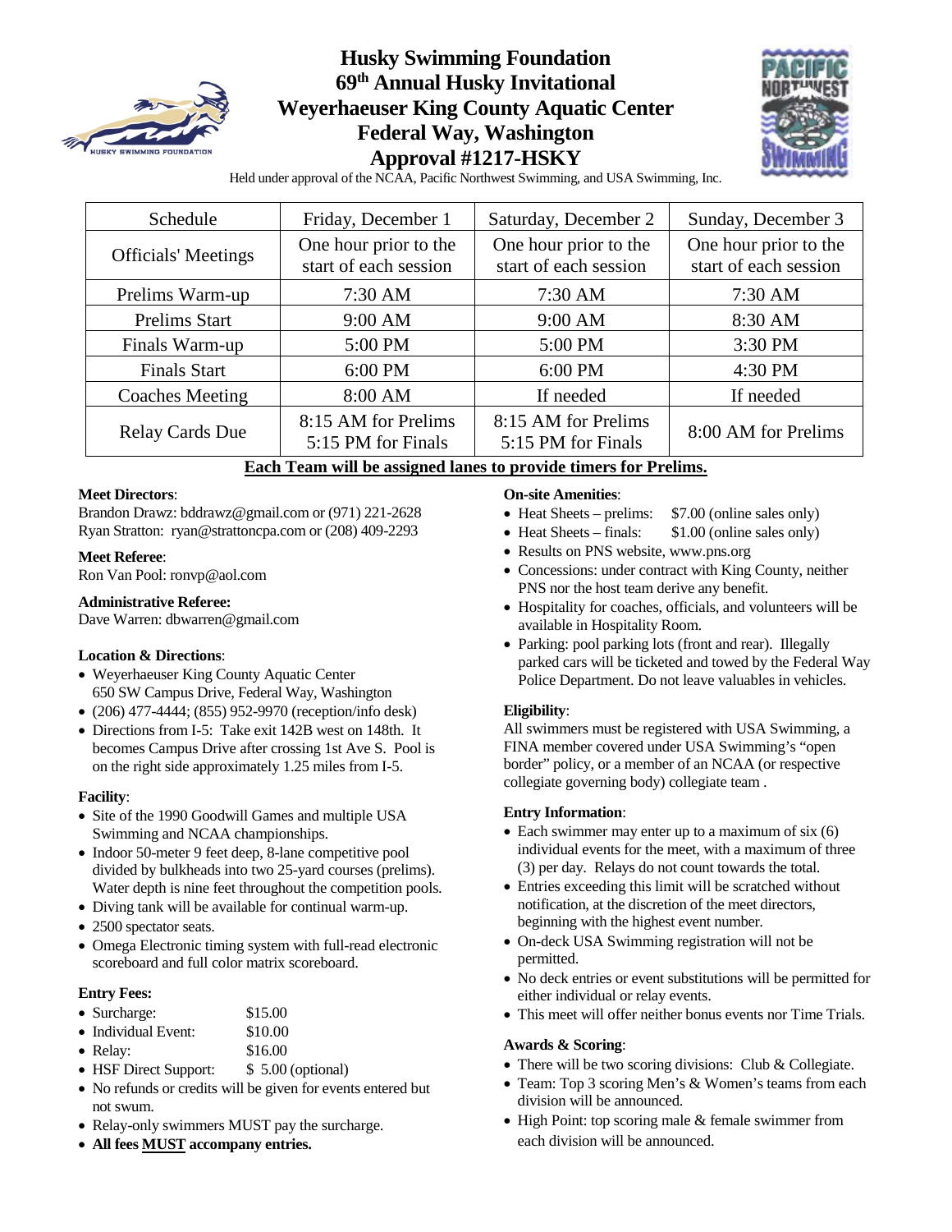# Husky Swimming Foundation
# 69th Annual Husky Invitational
# Weyerhaeuser King County Aquatic Center
# Federal Way, Washington
# Approval #1217-HSKY

Held under approval of the NCAA, Pacific Northwest Swimming, and USA Swimming, Inc.

| Schedule | Friday, December 1 | Saturday, December 2 | Sunday, December 3 |
|---|---|---|---|
| Officials' Meetings | One hour prior to the start of each session | One hour prior to the start of each session | One hour prior to the start of each session |
| Prelims Warm-up | 7:30 AM | 7:30 AM | 7:30 AM |
| Prelims Start | 9:00 AM | 9:00 AM | 8:30 AM |
| Finals Warm-up | 5:00 PM | 5:00 PM | 3:30 PM |
| Finals Start | 6:00 PM | 6:00 PM | 4:30 PM |
| Coaches Meeting | 8:00 AM | If needed | If needed |
| Relay Cards Due | 8:15 AM for Prelims<br>5:15 PM for Finals | 8:15 AM for Prelims<br>5:15 PM for Finals | 8:00 AM for Prelims |

**Each Team will be assigned lanes to provide timers for Prelims.**

**Meet Directors**:
Brandon Drawz: bddrawz@gmail.com or (971) 221-2628
Ryan Stratton: ryan@strattoncpa.com or (208) 409-2293

**Meet Referee**:
Ron Van Pool: ronvp@aol.com

**Administrative Referee:**
Dave Warren: dbwarren@gmail.com

**Location & Directions**:
- Weyerhaeuser King County Aquatic Center
  650 SW Campus Drive, Federal Way, Washington
- (206) 477-4444; (855) 952-9970 (reception/info desk)
- Directions from I-5: Take exit 142B west on 148th. It becomes Campus Drive after crossing 1st Ave S. Pool is on the right side approximately 1.25 miles from I-5.

**Facility**:
- Site of the 1990 Goodwill Games and multiple USA Swimming and NCAA championships.
- Indoor 50-meter 9 feet deep, 8-lane competitive pool divided by bulkheads into two 25-yard courses (prelims). Water depth is nine feet throughout the competition pools.
- Diving tank will be available for continual warm-up.
- 2500 spectator seats.
- Omega Electronic timing system with full-read electronic scoreboard and full color matrix scoreboard.

**Entry Fees:**
- Surcharge: $15.00
- Individual Event: $10.00
- Relay: $16.00
- HSF Direct Support: $ 5.00 (optional)
- No refunds or credits will be given for events entered but not swum.
- Relay-only swimmers MUST pay the surcharge.
- **All fees MUST accompany entries.**

**On-site Amenities**:
- Heat Sheets – prelims: $7.00 (online sales only)
- Heat Sheets – finals: $1.00 (online sales only)
- Results on PNS website, www.pns.org
- Concessions: under contract with King County, neither PNS nor the host team derive any benefit.
- Hospitality for coaches, officials, and volunteers will be available in Hospitality Room.
- Parking: pool parking lots (front and rear). Illegally parked cars will be ticketed and towed by the Federal Way Police Department. Do not leave valuables in vehicles.

**Eligibility**:
All swimmers must be registered with USA Swimming, a FINA member covered under USA Swimming's "open border" policy, or a member of an NCAA (or respective collegiate governing body) collegiate team .

**Entry Information**:
- Each swimmer may enter up to a maximum of six (6) individual events for the meet, with a maximum of three (3) per day. Relays do not count towards the total.
- Entries exceeding this limit will be scratched without notification, at the discretion of the meet directors, beginning with the highest event number.
- On-deck USA Swimming registration will not be permitted.
- No deck entries or event substitutions will be permitted for either individual or relay events.
- This meet will offer neither bonus events nor Time Trials.

**Awards & Scoring**:
- There will be two scoring divisions: Club & Collegiate.
- Team: Top 3 scoring Men's & Women's teams from each division will be announced.
- High Point: top scoring male & female swimmer from each division will be announced.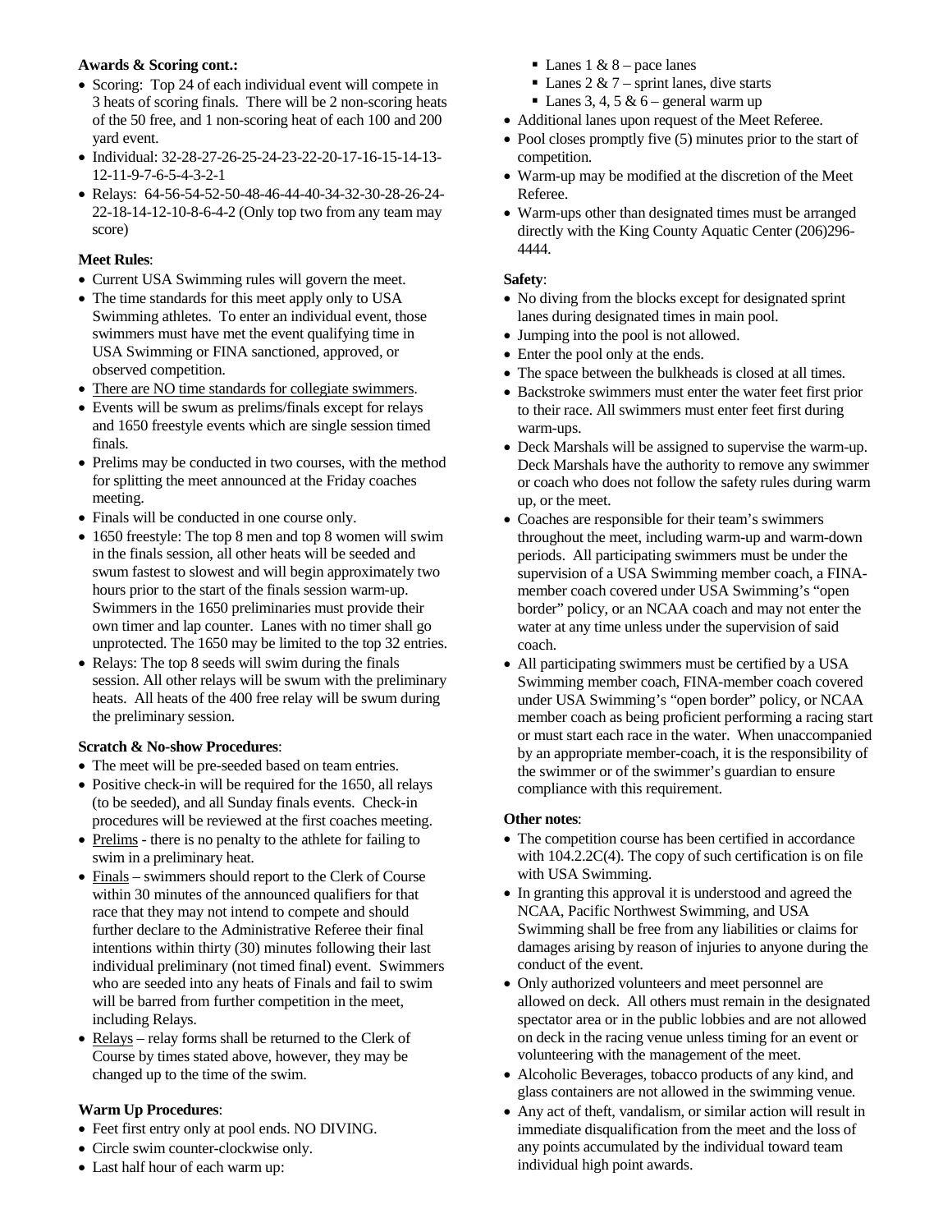**Awards & Scoring cont.:**

- Scoring: Top 24 of each individual event will compete in 3 heats of scoring finals. There will be 2 non-scoring heats of the 50 free, and 1 non-scoring heat of each 100 and 200 yard event.
- Individual: 32-28-27-26-25-24-23-22-20-17-16-15-14-13-12-11-9-7-6-5-4-3-2-1
- Relays: 64-56-54-52-50-48-46-44-40-34-32-30-28-26-24-22-18-14-12-10-8-6-4-2 (Only top two from any team may score)

**Meet Rules**:

- Current USA Swimming rules will govern the meet.
- The time standards for this meet apply only to USA Swimming athletes. To enter an individual event, those swimmers must have met the event qualifying time in USA Swimming or FINA sanctioned, approved, or observed competition.
- There are NO time standards for collegiate swimmers.
- Events will be swum as prelims/finals except for relays and 1650 freestyle events which are single session timed finals.
- Prelims may be conducted in two courses, with the method for splitting the meet announced at the Friday coaches meeting.
- Finals will be conducted in one course only.
- 1650 freestyle: The top 8 men and top 8 women will swim in the finals session, all other heats will be seeded and swum fastest to slowest and will begin approximately two hours prior to the start of the finals session warm-up. Swimmers in the 1650 preliminaries must provide their own timer and lap counter. Lanes with no timer shall go unprotected. The 1650 may be limited to the top 32 entries.
- Relays: The top 8 seeds will swim during the finals session. All other relays will be swum with the preliminary heats. All heats of the 400 free relay will be swum during the preliminary session.

**Scratch & No-show Procedures**:

- The meet will be pre-seeded based on team entries.
- Positive check-in will be required for the 1650, all relays (to be seeded), and all Sunday finals events. Check-in procedures will be reviewed at the first coaches meeting.
- Prelims - there is no penalty to the athlete for failing to swim in a preliminary heat.
- Finals – swimmers should report to the Clerk of Course within 30 minutes of the announced qualifiers for that race that they may not intend to compete and should further declare to the Administrative Referee their final intentions within thirty (30) minutes following their last individual preliminary (not timed final) event. Swimmers who are seeded into any heats of Finals and fail to swim will be barred from further competition in the meet, including Relays.
- Relays – relay forms shall be returned to the Clerk of Course by times stated above, however, they may be changed up to the time of the swim.

**Warm Up Procedures**:

- Feet first entry only at pool ends. NO DIVING.
- Circle swim counter-clockwise only.
- Last half hour of each warm up:
    - Lanes 1 & 8 – pace lanes
    - Lanes 2 & 7 – sprint lanes, dive starts
    - Lanes 3, 4, 5 & 6 – general warm up
- Additional lanes upon request of the Meet Referee.
- Pool closes promptly five (5) minutes prior to the start of competition.
- Warm-up may be modified at the discretion of the Meet Referee.
- Warm-ups other than designated times must be arranged directly with the King County Aquatic Center (206)296-4444.

**Safety**:

- No diving from the blocks except for designated sprint lanes during designated times in main pool.
- Jumping into the pool is not allowed.
- Enter the pool only at the ends.
- The space between the bulkheads is closed at all times.
- Backstroke swimmers must enter the water feet first prior to their race. All swimmers must enter feet first during warm-ups.
- Deck Marshals will be assigned to supervise the warm-up. Deck Marshals have the authority to remove any swimmer or coach who does not follow the safety rules during warm up, or the meet.
- Coaches are responsible for their team's swimmers throughout the meet, including warm-up and warm-down periods. All participating swimmers must be under the supervision of a USA Swimming member coach, a FINA-member coach covered under USA Swimming's "open border" policy, or an NCAA coach and may not enter the water at any time unless under the supervision of said coach.
- All participating swimmers must be certified by a USA Swimming member coach, FINA-member coach covered under USA Swimming's "open border" policy, or NCAA member coach as being proficient performing a racing start or must start each race in the water. When unaccompanied by an appropriate member-coach, it is the responsibility of the swimmer or of the swimmer's guardian to ensure compliance with this requirement.

**Other notes**:

- The competition course has been certified in accordance with 104.2.2C(4). The copy of such certification is on file with USA Swimming.
- In granting this approval it is understood and agreed the NCAA, Pacific Northwest Swimming, and USA Swimming shall be free from any liabilities or claims for damages arising by reason of injuries to anyone during the conduct of the event.
- Only authorized volunteers and meet personnel are allowed on deck. All others must remain in the designated spectator area or in the public lobbies and are not allowed on deck in the racing venue unless timing for an event or volunteering with the management of the meet.
- Alcoholic Beverages, tobacco products of any kind, and glass containers are not allowed in the swimming venue.
- Any act of theft, vandalism, or similar action will result in immediate disqualification from the meet and the loss of any points accumulated by the individual toward team individual high point awards.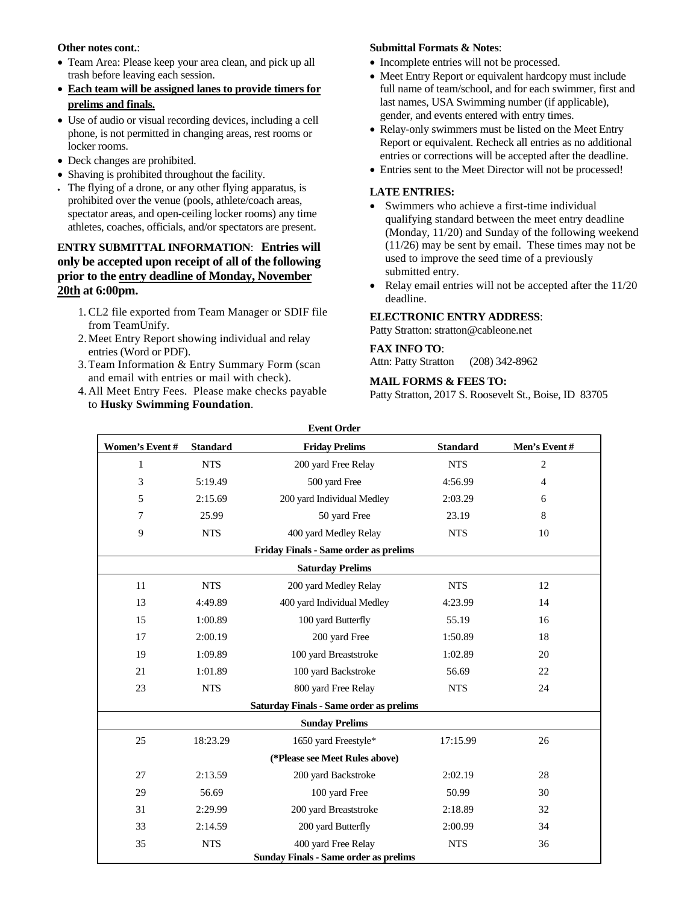**Other notes cont.**:

- Team Area: Please keep your area clean, and pick up all trash before leaving each session.
- **Each team will be assigned lanes to provide timers for prelims and finals.**
- Use of audio or visual recording devices, including a cell phone, is not permitted in changing areas, rest rooms or locker rooms.
- Deck changes are prohibited.
- Shaving is prohibited throughout the facility.
- The flying of a drone, or any other flying apparatus, is prohibited over the venue (pools, athlete/coach areas, spectator areas, and open-ceiling locker rooms) any time athletes, coaches, officials, and/or spectators are present.

**ENTRY SUBMITTAL INFORMATION**: **Entries will only be accepted upon receipt of all of the following prior to the entry deadline of Monday, November 20th at 6:00pm.**

1. CL2 file exported from Team Manager or SDIF file from TeamUnify.
2. Meet Entry Report showing individual and relay entries (Word or PDF).
3. Team Information & Entry Summary Form (scan and email with entries or mail with check).
4. All Meet Entry Fees. Please make checks payable to **Husky Swimming Foundation**.

**Submittal Formats & Notes**:

- Incomplete entries will not be processed.
- Meet Entry Report or equivalent hardcopy must include full name of team/school, and for each swimmer, first and last names, USA Swimming number (if applicable), gender, and events entered with entry times.
- Relay-only swimmers must be listed on the Meet Entry Report or equivalent. Recheck all entries as no additional entries or corrections will be accepted after the deadline.
- Entries sent to the Meet Director will not be processed!

**LATE ENTRIES:**

- Swimmers who achieve a first-time individual qualifying standard between the meet entry deadline (Monday, 11/20) and Sunday of the following weekend (11/26) may be sent by email. These times may not be used to improve the seed time of a previously submitted entry.
- Relay email entries will not be accepted after the 11/20 deadline.

**ELECTRONIC ENTRY ADDRESS**:
Patty Stratton: stratton@cableone.net

**FAX INFO TO**:
Attn: Patty Stratton (208) 342-8962

**MAIL FORMS & FEES TO:**
Patty Stratton, 2017 S. Roosevelt St., Boise, ID 83705

**Event Order**

| Women's Event # | Standard | Friday Prelims | Standard | Men's Event # |
|---|---|---|---|---|
| 1 | NTS | 200 yard Free Relay | NTS | 2 |
| 3 | 5:19.49 | 500 yard Free | 4:56.99 | 4 |
| 5 | 2:15.69 | 200 yard Individual Medley | 2:03.29 | 6 |
| 7 | 25.99 | 50 yard Free | 23.19 | 8 |
| 9 | NTS | 400 yard Medley Relay | NTS | 10 |
| | | **Friday Finals - Same order as prelims** | | |
| | | **Saturday Prelims** | | |
| 11 | NTS | 200 yard Medley Relay | NTS | 12 |
| 13 | 4:49.89 | 400 yard Individual Medley | 4:23.99 | 14 |
| 15 | 1:00.89 | 100 yard Butterfly | 55.19 | 16 |
| 17 | 2:00.19 | 200 yard Free | 1:50.89 | 18 |
| 19 | 1:09.89 | 100 yard Breaststroke | 1:02.89 | 20 |
| 21 | 1:01.89 | 100 yard Backstroke | 56.69 | 22 |
| 23 | NTS | 800 yard Free Relay | NTS | 24 |
| | | **Saturday Finals - Same order as prelims** | | |
| | | **Sunday Prelims** | | |
| 25 | 18:23.29 | 1650 yard Freestyle* | 17:15.99 | 26 |
| | | **(*Please see Meet Rules above)** | | |
| 27 | 2:13.59 | 200 yard Backstroke | 2:02.19 | 28 |
| 29 | 56.69 | 100 yard Free | 50.99 | 30 |
| 31 | 2:29.99 | 200 yard Breaststroke | 2:18.89 | 32 |
| 33 | 2:14.59 | 200 yard Butterfly | 2:00.99 | 34 |
| 35 | NTS | 400 yard Free Relay | NTS | 36 |
| | | **Sunday Finals - Same order as prelims** | | |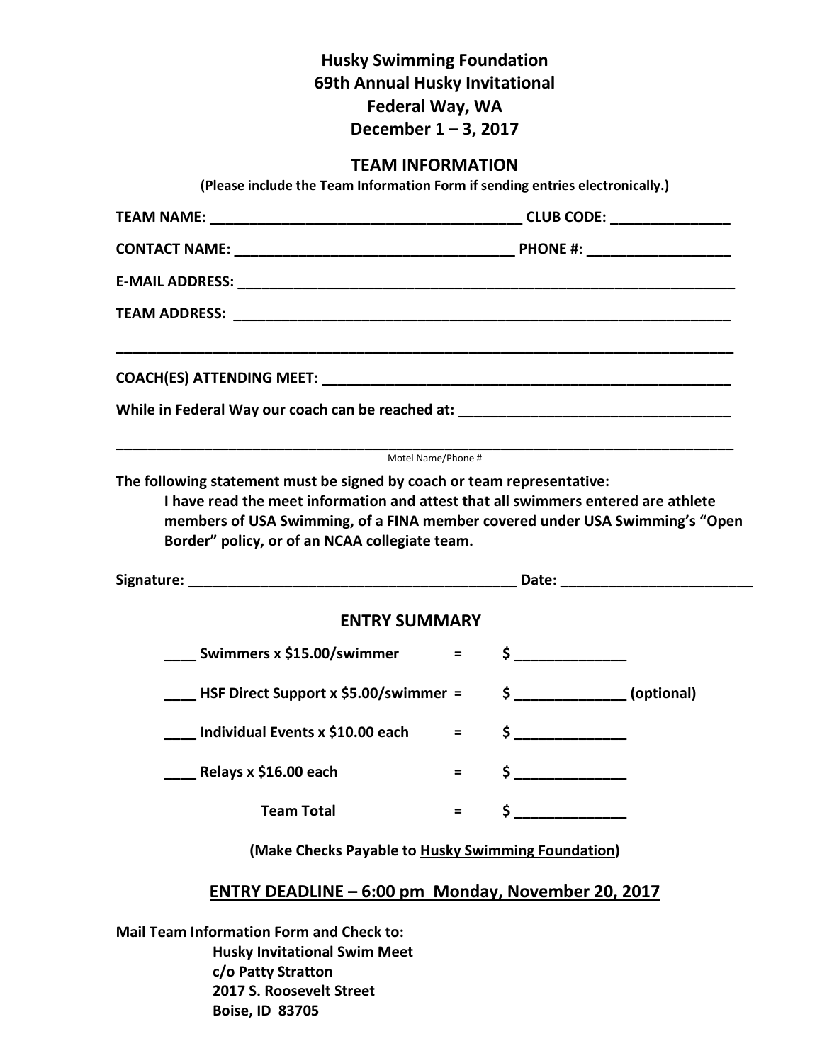# Husky Swimming Foundation
# 69th Annual Husky Invitational
# Federal Way, WA
# December 1 – 3, 2017

## TEAM INFORMATION

**(Please include the Team Information Form if sending entries electronically.)**

**TEAM NAME:** ________________________________________ **CLUB CODE:** _______________

**CONTACT NAME:** ___________________________________ **PHONE #:** __________________

**E-MAIL ADDRESS:** _________________________________________________________________

**TEAM ADDRESS:** ___________________________________________________________________

_______________________________________________________________________________

**COACH(ES) ATTENDING MEET:** _____________________________________________________

**While in Federal Way our coach can be reached at:** __________________________________

_______________________________________________________________________________

Motel Name/Phone #

**The following statement must be signed by coach or team representative:**

> **I have read the meet information and attest that all swimmers entered are athlete members of USA Swimming, of a FINA member covered under USA Swimming's "Open Border" policy, or of an NCAA collegiate team.**

**Signature:** __________________________________________ **Date:** ________________________

## ENTRY SUMMARY

**____ Swimmers x $15.00/swimmer = $ ______________**

**____ HSF Direct Support x $5.00/swimmer = $ ______________ (optional)**

**____ Individual Events x $10.00 each = $ ______________**

**____ Relays x $16.00 each = $ ______________**

**Team Total = $ ______________**

**(Make Checks Payable to Husky Swimming Foundation)**

## ENTRY DEADLINE – 6:00 pm Monday, November 20, 2017

**Mail Team Information Form and Check to:**

**Husky Invitational Swim Meet**
**c/o Patty Stratton**
**2017 S. Roosevelt Street**
**Boise, ID 83705**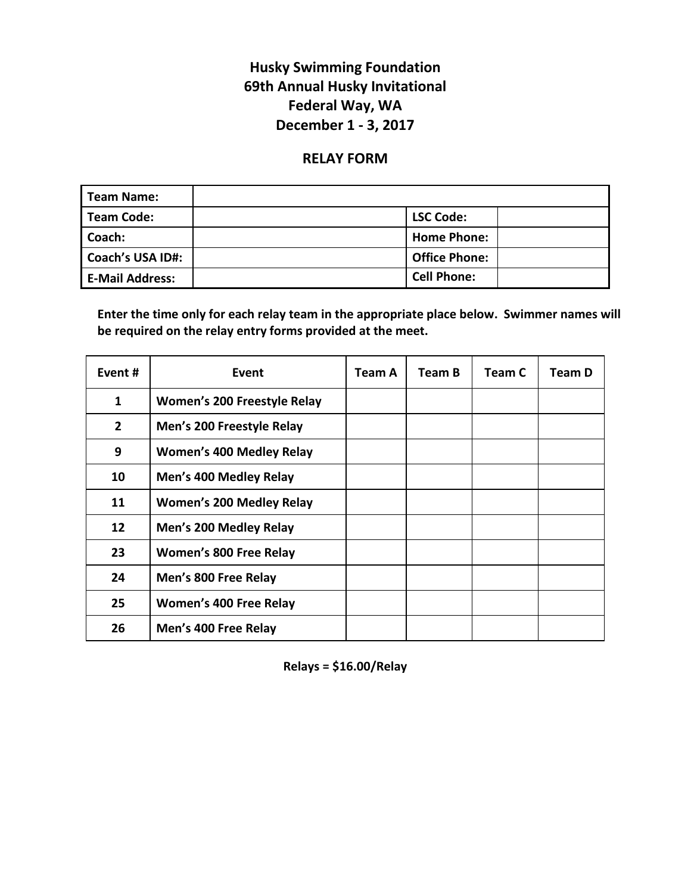# Husky Swimming Foundation
# 69th Annual Husky Invitational
# Federal Way, WA
# December 1 - 3, 2017

## RELAY FORM

| **Team Name:** | | | |
|---|---|---|---|
| **Team Code:** | | **LSC Code:** | |
| **Coach:** | | **Home Phone:** | |
| **Coach's USA ID#:** | | **Office Phone:** | |
| **E-Mail Address:** | | **Cell Phone:** | |

**Enter the time only for each relay team in the appropriate place below. Swimmer names will be required on the relay entry forms provided at the meet.**

| Event # | Event | Team A | Team B | Team C | Team D |
|---|---|---|---|---|---|
| 1 | Women's 200 Freestyle Relay | | | | |
| 2 | Men's 200 Freestyle Relay | | | | |
| 9 | Women's 400 Medley Relay | | | | |
| 10 | Men's 400 Medley Relay | | | | |
| 11 | Women's 200 Medley Relay | | | | |
| 12 | Men's 200 Medley Relay | | | | |
| 23 | Women's 800 Free Relay | | | | |
| 24 | Men's 800 Free Relay | | | | |
| 25 | Women's 400 Free Relay | | | | |
| 26 | Men's 400 Free Relay | | | | |

**Relays = $16.00/Relay**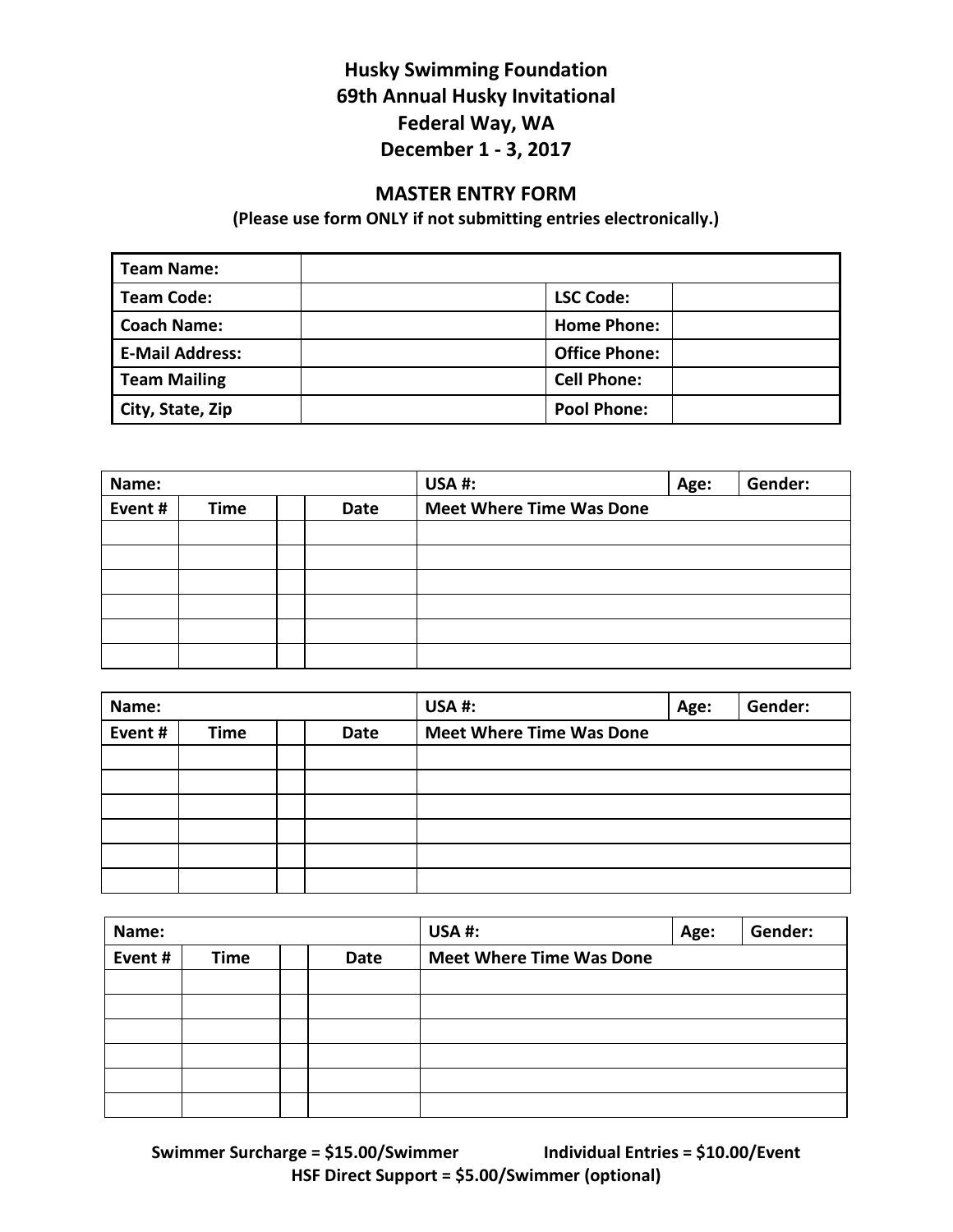**Husky Swimming Foundation**
**69th Annual Husky Invitational**
**Federal Way, WA**
**December 1 - 3, 2017**

## MASTER ENTRY FORM

**(Please use form ONLY if not submitting entries electronically.)**

| | | | |
|---|---|---|---|
| **Team Name:** | | | |
| **Team Code:** | | **LSC Code:** | |
| **Coach Name:** | | **Home Phone:** | |
| **E-Mail Address:** | | **Office Phone:** | |
| **Team Mailing** | | **Cell Phone:** | |
| **City, State, Zip** | | **Pool Phone:** | |

| **Name:** | | | | **USA #:** | **Age:** | **Gender:** |
|---|---|---|---|---|---|---|
| **Event #** | **Time** | | **Date** | **Meet Where Time Was Done** | | |
| | | | | | | |
| | | | | | | |
| | | | | | | |
| | | | | | | |
| | | | | | | |
| | | | | | | |

| **Name:** | | | | **USA #:** | **Age:** | **Gender:** |
|---|---|---|---|---|---|---|
| **Event #** | **Time** | | **Date** | **Meet Where Time Was Done** | | |
| | | | | | | |
| | | | | | | |
| | | | | | | |
| | | | | | | |
| | | | | | | |
| | | | | | | |

| **Name:** | | | | **USA #:** | **Age:** | **Gender:** |
|---|---|---|---|---|---|---|
| **Event #** | **Time** | | **Date** | **Meet Where Time Was Done** | | |
| | | | | | | |
| | | | | | | |
| | | | | | | |
| | | | | | | |
| | | | | | | |
| | | | | | | |

**Swimmer Surcharge = $15.00/Swimmer** **Individual Entries = $10.00/Event**
**HSF Direct Support = $5.00/Swimmer (optional)**